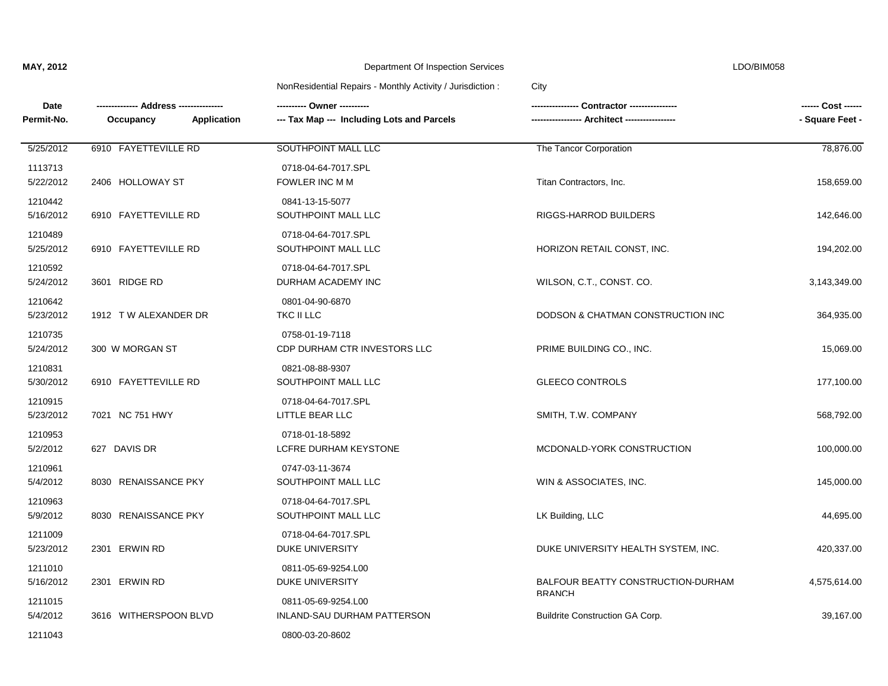**MAY, 2012** — Department Of Inspection Services — LDO/BIM058

NonResidential Repairs - Monthly Activity / Jurisdiction : City

| Date / Permit-No. | Address (Occupancy / Application) | Owner / Tax Map (Including Lots and Parcels) | Contractor / Architect | Cost / Square Feet |
|---|---|---|---|---|
| 5/25/2012<br>1113713 | 6910 FAYETTEVILLE RD | SOUTHPOINT MALL LLC<br>0718-04-64-7017.SPL | The Tancor Corporation | 78,876.00 |
| 5/22/2012<br>1210442 | 2406 HOLLOWAY ST | FOWLER INC M M<br>0841-13-15-5077 | Titan Contractors, Inc. | 158,659.00 |
| 5/16/2012<br>1210489 | 6910 FAYETTEVILLE RD | SOUTHPOINT MALL LLC<br>0718-04-64-7017.SPL | RIGGS-HARROD BUILDERS | 142,646.00 |
| 5/25/2012<br>1210592 | 6910 FAYETTEVILLE RD | SOUTHPOINT MALL LLC<br>0718-04-64-7017.SPL | HORIZON RETAIL CONST, INC. | 194,202.00 |
| 5/24/2012<br>1210642 | 3601 RIDGE RD | DURHAM ACADEMY INC<br>0801-04-90-6870 | WILSON, C.T., CONST. CO. | 3,143,349.00 |
| 5/23/2012<br>1210735 | 1912 T W ALEXANDER DR | TKC II LLC<br>0758-01-19-7118 | DODSON & CHATMAN CONSTRUCTION INC | 364,935.00 |
| 5/24/2012<br>1210831 | 300 W MORGAN ST | CDP DURHAM CTR INVESTORS LLC<br>0821-08-88-9307 | PRIME BUILDING CO., INC. | 15,069.00 |
| 5/30/2012<br>1210915 | 6910 FAYETTEVILLE RD | SOUTHPOINT MALL LLC<br>0718-04-64-7017.SPL | GLEECO CONTROLS | 177,100.00 |
| 5/23/2012<br>1210953 | 7021 NC 751 HWY | LITTLE BEAR LLC<br>0718-01-18-5892 | SMITH, T.W. COMPANY | 568,792.00 |
| 5/2/2012<br>1210961 | 627 DAVIS DR | LCFRE DURHAM KEYSTONE<br>0747-03-11-3674 | MCDONALD-YORK CONSTRUCTION | 100,000.00 |
| 5/4/2012<br>1210963 | 8030 RENAISSANCE PKY | SOUTHPOINT MALL LLC<br>0718-04-64-7017.SPL | WIN & ASSOCIATES, INC. | 145,000.00 |
| 5/9/2012<br>1211009 | 8030 RENAISSANCE PKY | SOUTHPOINT MALL LLC<br>0718-04-64-7017.SPL | LK Building, LLC | 44,695.00 |
| 5/23/2012<br>1211010 | 2301 ERWIN RD | DUKE UNIVERSITY<br>0811-05-69-9254.L00 | DUKE UNIVERSITY HEALTH SYSTEM, INC. | 420,337.00 |
| 5/16/2012<br>1211015 | 2301 ERWIN RD | DUKE UNIVERSITY<br>0811-05-69-9254.L00 | BALFOUR BEATTY CONSTRUCTION-DURHAM BRANCH | 4,575,614.00 |
| 5/4/2012<br>1211043 | 3616 WITHERSPOON BLVD | INLAND-SAU DURHAM PATTERSON<br>0800-03-20-8602 | Buildrite Construction GA Corp. | 39,167.00 |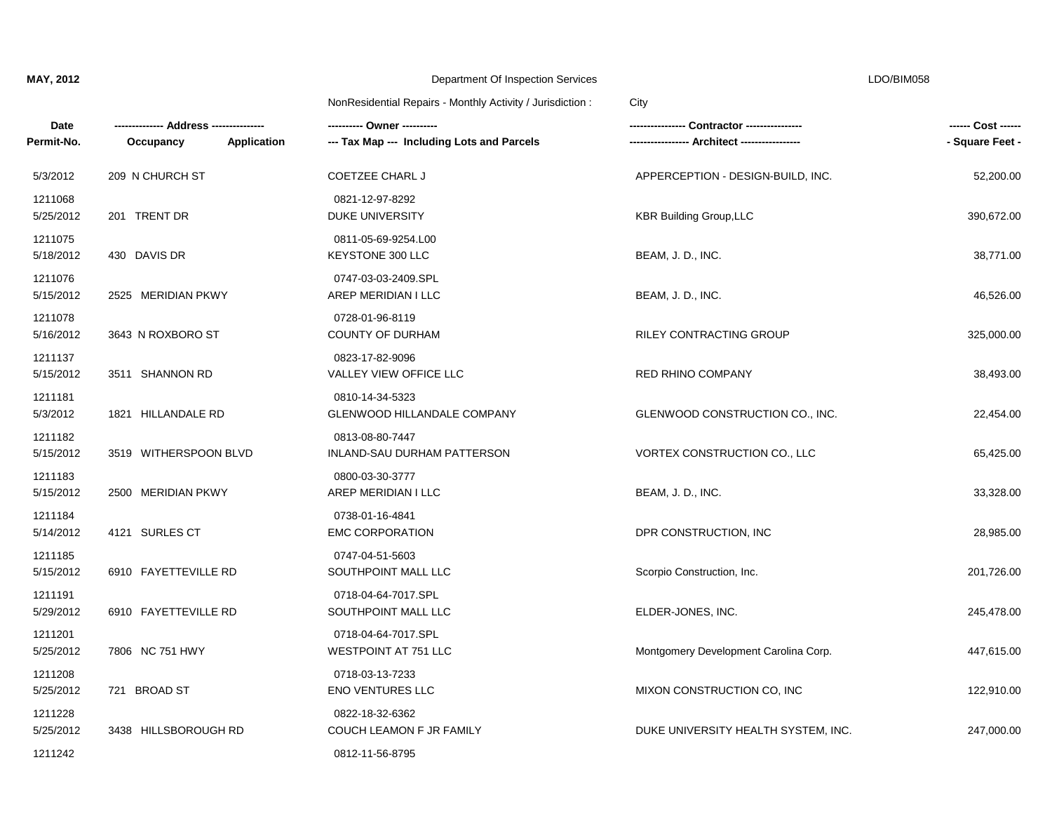| Date | Permit-No. | Address | Owner | Tax Map | Contractor | Cost |
|---|---|---|---|---|---|---|
| 5/3/2012 | 1211068 | 209 N CHURCH ST | COETZEE CHARL J | 0821-12-97-8292 | APPERCEPTION - DESIGN-BUILD, INC. | 52,200.00 |
| 5/25/2012 | 1211075 | 201 TRENT DR | DUKE UNIVERSITY | 0811-05-69-9254.L00 | KBR Building Group,LLC | 390,672.00 |
| 5/18/2012 | 1211076 | 430 DAVIS DR | KEYSTONE 300 LLC | 0747-03-03-2409.SPL | BEAM, J. D., INC. | 38,771.00 |
| 5/15/2012 | 1211078 | 2525 MERIDIAN PKWY | AREP MERIDIAN I LLC | 0728-01-96-8119 | BEAM, J. D., INC. | 46,526.00 |
| 5/16/2012 | 1211137 | 3643 N ROXBORO ST | COUNTY OF DURHAM | 0823-17-82-9096 | RILEY CONTRACTING GROUP | 325,000.00 |
| 5/15/2012 | 1211181 | 3511 SHANNON RD | VALLEY VIEW OFFICE LLC | 0810-14-34-5323 | RED RHINO COMPANY | 38,493.00 |
| 5/3/2012 | 1211182 | 1821 HILLANDALE RD | GLENWOOD HILLANDALE COMPANY | 0813-08-80-7447 | GLENWOOD CONSTRUCTION CO., INC. | 22,454.00 |
| 5/15/2012 | 1211183 | 3519 WITHERSPOON BLVD | INLAND-SAU DURHAM PATTERSON | 0800-03-30-3777 | VORTEX CONSTRUCTION CO., LLC | 65,425.00 |
| 5/15/2012 | 1211184 | 2500 MERIDIAN PKWY | AREP MERIDIAN I LLC | 0738-01-16-4841 | BEAM, J. D., INC. | 33,328.00 |
| 5/14/2012 | 1211185 | 4121 SURLES CT | EMC CORPORATION | 0747-04-51-5603 | DPR CONSTRUCTION, INC | 28,985.00 |
| 5/15/2012 | 1211191 | 6910 FAYETTEVILLE RD | SOUTHPOINT MALL LLC | 0718-04-64-7017.SPL | Scorpio Construction, Inc. | 201,726.00 |
| 5/29/2012 | 1211201 | 6910 FAYETTEVILLE RD | SOUTHPOINT MALL LLC | 0718-04-64-7017.SPL | ELDER-JONES, INC. | 245,478.00 |
| 5/25/2012 | 1211208 | 7806 NC 751 HWY | WESTPOINT AT 751 LLC | 0718-03-13-7233 | Montgomery Development Carolina Corp. | 447,615.00 |
| 5/25/2012 | 1211228 | 721 BROAD ST | ENO VENTURES LLC | 0822-18-32-6362 | MIXON CONSTRUCTION CO, INC | 122,910.00 |
| 5/25/2012 | 1211242 | 3438 HILLSBOROUGH RD | COUCH LEAMON F JR FAMILY | 0812-11-56-8795 | DUKE UNIVERSITY HEALTH SYSTEM, INC. | 247,000.00 |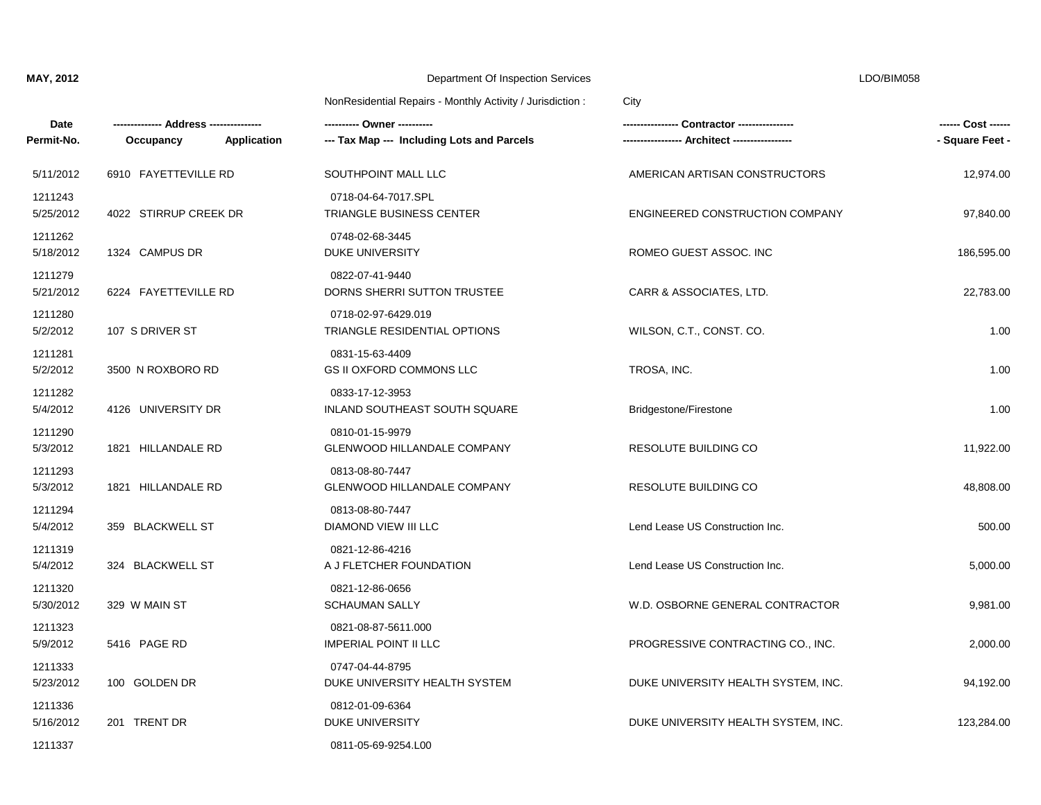**MAY, 2012** — Department Of Inspection Services — LDO/BIM058

NonResidential Repairs - Monthly Activity / Jurisdiction : City

| Date / Permit-No. | Address / Occupancy / Application | Owner / Tax Map (Including Lots and Parcels) | Contractor / Architect | Cost / Square Feet |
|---|---|---|---|---|
| 5/11/2012<br>1211243 | 6910 FAYETTEVILLE RD | SOUTHPOINT MALL LLC<br>0718-04-64-7017.SPL | AMERICAN ARTISAN CONSTRUCTORS | 12,974.00 |
| 5/25/2012<br>1211262 | 4022 STIRRUP CREEK DR | TRIANGLE BUSINESS CENTER<br>0748-02-68-3445 | ENGINEERED CONSTRUCTION COMPANY | 97,840.00 |
| 5/18/2012<br>1211279 | 1324 CAMPUS DR | DUKE UNIVERSITY<br>0822-07-41-9440 | ROMEO GUEST ASSOC. INC | 186,595.00 |
| 5/21/2012<br>1211280 | 6224 FAYETTEVILLE RD | DORNS SHERRI SUTTON TRUSTEE<br>0718-02-97-6429.019 | CARR & ASSOCIATES, LTD. | 22,783.00 |
| 5/2/2012<br>1211281 | 107 S DRIVER ST | TRIANGLE RESIDENTIAL OPTIONS<br>0831-15-63-4409 | WILSON, C.T., CONST. CO. | 1.00 |
| 5/2/2012<br>1211282 | 3500 N ROXBORO RD | GS II OXFORD COMMONS LLC<br>0833-17-12-3953 | TROSA, INC. | 1.00 |
| 5/4/2012<br>1211290 | 4126 UNIVERSITY DR | INLAND SOUTHEAST SOUTH SQUARE<br>0810-01-15-9979 | Bridgestone/Firestone | 1.00 |
| 5/3/2012<br>1211293 | 1821 HILLANDALE RD | GLENWOOD HILLANDALE COMPANY<br>0813-08-80-7447 | RESOLUTE BUILDING CO | 11,922.00 |
| 5/3/2012<br>1211294 | 1821 HILLANDALE RD | GLENWOOD HILLANDALE COMPANY<br>0813-08-80-7447 | RESOLUTE BUILDING CO | 48,808.00 |
| 5/4/2012<br>1211319 | 359 BLACKWELL ST | DIAMOND VIEW III LLC<br>0821-12-86-4216 | Lend Lease US Construction Inc. | 500.00 |
| 5/4/2012<br>1211320 | 324 BLACKWELL ST | A J FLETCHER FOUNDATION<br>0821-12-86-0656 | Lend Lease US Construction Inc. | 5,000.00 |
| 5/30/2012<br>1211323 | 329 W MAIN ST | SCHAUMAN SALLY<br>0821-08-87-5611.000 | W.D. OSBORNE GENERAL CONTRACTOR | 9,981.00 |
| 5/9/2012<br>1211333 | 5416 PAGE RD | IMPERIAL POINT II LLC<br>0747-04-44-8795 | PROGRESSIVE CONTRACTING CO., INC. | 2,000.00 |
| 5/23/2012<br>1211336 | 100 GOLDEN DR | DUKE UNIVERSITY HEALTH SYSTEM<br>0812-01-09-6364 | DUKE UNIVERSITY HEALTH SYSTEM, INC. | 94,192.00 |
| 5/16/2012<br>1211337 | 201 TRENT DR | DUKE UNIVERSITY<br>0811-05-69-9254.L00 | DUKE UNIVERSITY HEALTH SYSTEM, INC. | 123,284.00 |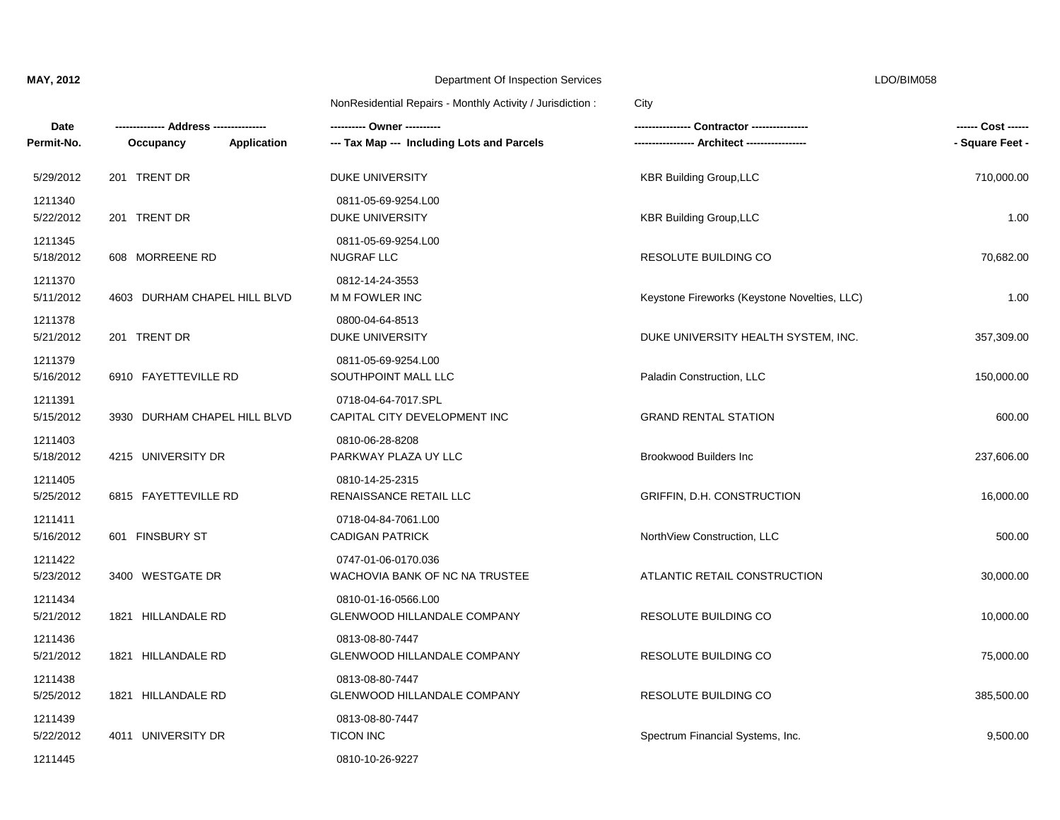**MAY, 2012** Department Of Inspection Services LDO/BIM058

NonResidential Repairs - Monthly Activity / Jurisdiction : City

| Date Permit-No. | -------------- Address --------------- Occupancy Application | ---------- Owner ---------- --- Tax Map --- Including Lots and Parcels | ---------------- Contractor ---------------- ----------------- Architect ----------------- | ------ Cost ------ - Square Feet - |
|---|---|---|---|---|
| 5/29/2012 1211340 | 201 TRENT DR | DUKE UNIVERSITY 0811-05-69-9254.L00 | KBR Building Group,LLC | 710,000.00 |
| 5/22/2012 1211345 | 201 TRENT DR | DUKE UNIVERSITY 0811-05-69-9254.L00 | KBR Building Group,LLC | 1.00 |
| 5/18/2012 1211370 | 608 MORREENE RD | NUGRAF LLC 0812-14-24-3553 | RESOLUTE BUILDING CO | 70,682.00 |
| 5/11/2012 1211378 | 4603 DURHAM CHAPEL HILL BLVD | M M FOWLER INC 0800-04-64-8513 | Keystone Fireworks (Keystone Novelties, LLC) | 1.00 |
| 5/21/2012 1211379 | 201 TRENT DR | DUKE UNIVERSITY 0811-05-69-9254.L00 | DUKE UNIVERSITY HEALTH SYSTEM, INC. | 357,309.00 |
| 5/16/2012 1211391 | 6910 FAYETTEVILLE RD | SOUTHPOINT MALL LLC 0718-04-64-7017.SPL | Paladin Construction, LLC | 150,000.00 |
| 5/15/2012 1211403 | 3930 DURHAM CHAPEL HILL BLVD | CAPITAL CITY DEVELOPMENT INC 0810-06-28-8208 | GRAND RENTAL STATION | 600.00 |
| 5/18/2012 1211405 | 4215 UNIVERSITY DR | PARKWAY PLAZA UY LLC 0810-14-25-2315 | Brookwood Builders Inc | 237,606.00 |
| 5/25/2012 1211411 | 6815 FAYETTEVILLE RD | RENAISSANCE RETAIL LLC 0718-04-84-7061.L00 | GRIFFIN, D.H. CONSTRUCTION | 16,000.00 |
| 5/16/2012 1211422 | 601 FINSBURY ST | CADIGAN PATRICK 0747-01-06-0170.036 | NorthView Construction, LLC | 500.00 |
| 5/23/2012 1211434 | 3400 WESTGATE DR | WACHOVIA BANK OF NC NA TRUSTEE 0810-01-16-0566.L00 | ATLANTIC RETAIL CONSTRUCTION | 30,000.00 |
| 5/21/2012 1211436 | 1821 HILLANDALE RD | GLENWOOD HILLANDALE COMPANY 0813-08-80-7447 | RESOLUTE BUILDING CO | 10,000.00 |
| 5/21/2012 1211438 | 1821 HILLANDALE RD | GLENWOOD HILLANDALE COMPANY 0813-08-80-7447 | RESOLUTE BUILDING CO | 75,000.00 |
| 5/25/2012 1211439 | 1821 HILLANDALE RD | GLENWOOD HILLANDALE COMPANY 0813-08-80-7447 | RESOLUTE BUILDING CO | 385,500.00 |
| 5/22/2012 1211445 | 4011 UNIVERSITY DR | TICON INC 0810-10-26-9227 | Spectrum Financial Systems, Inc. | 9,500.00 |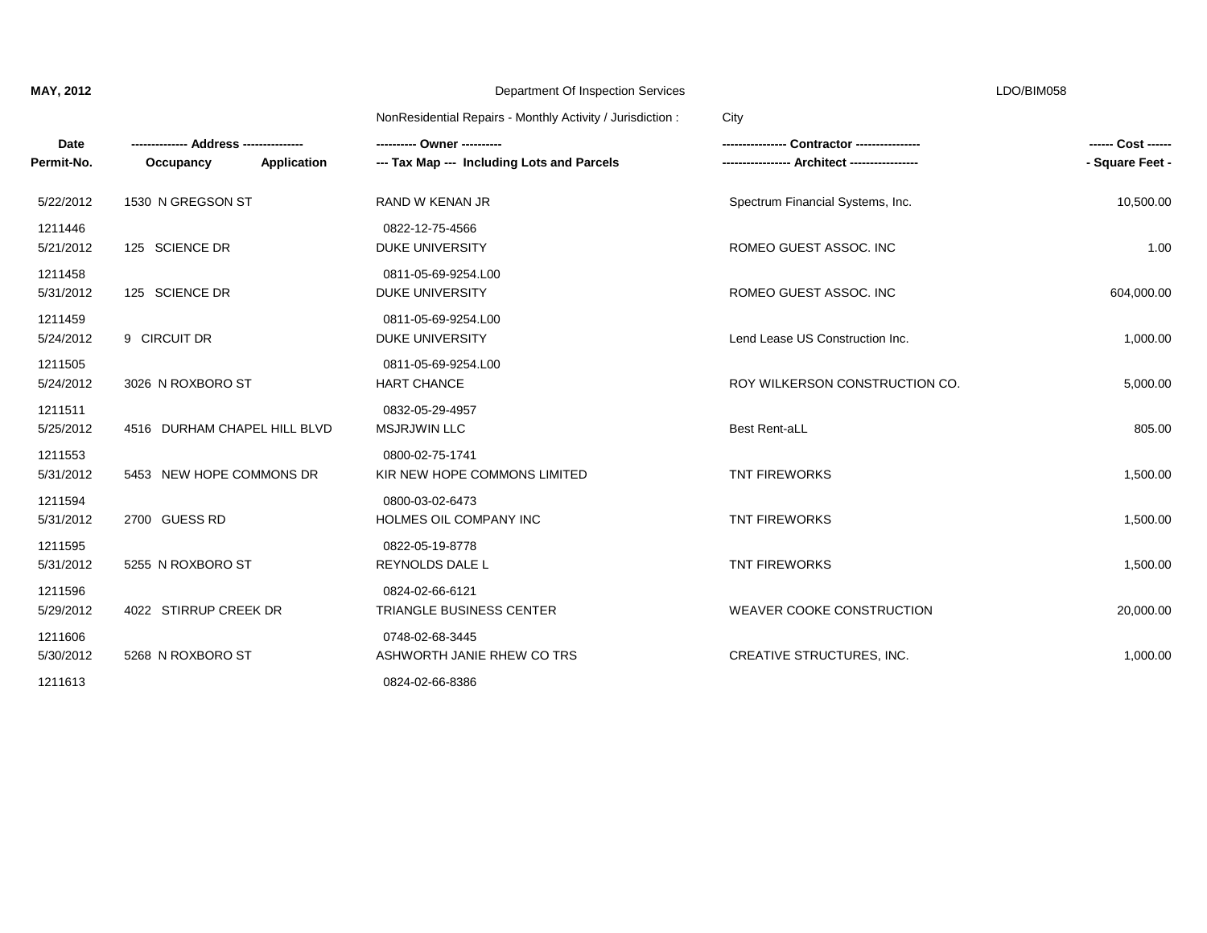MAY, 2012 Department Of Inspection Services LDO/BIM058

NonResidential Repairs - Monthly Activity / Jurisdiction : City

| Date Permit-No. | Address: Occupancy / Application | Owner / Tax Map --- Including Lots and Parcels | Contractor / Architect | Cost / Square Feet |
|---|---|---|---|---|
| 5/22/2012 1211446 | 1530 N GREGSON ST | RAND W KENAN JR 0822-12-75-4566 | Spectrum Financial Systems, Inc. | 10,500.00 |
| 5/21/2012 1211458 | 125 SCIENCE DR | DUKE UNIVERSITY 0811-05-69-9254.L00 | ROMEO GUEST ASSOC. INC | 1.00 |
| 5/31/2012 1211459 | 125 SCIENCE DR | DUKE UNIVERSITY 0811-05-69-9254.L00 | ROMEO GUEST ASSOC. INC | 604,000.00 |
| 5/24/2012 1211505 | 9 CIRCUIT DR | DUKE UNIVERSITY 0811-05-69-9254.L00 | Lend Lease US Construction Inc. | 1,000.00 |
| 5/24/2012 1211511 | 3026 N ROXBORO ST | HART CHANCE 0832-05-29-4957 | ROY WILKERSON CONSTRUCTION CO. | 5,000.00 |
| 5/25/2012 1211553 | 4516 DURHAM CHAPEL HILL BLVD | MSJRJWIN LLC 0800-02-75-1741 | Best Rent-aLL | 805.00 |
| 5/31/2012 1211594 | 5453 NEW HOPE COMMONS DR | KIR NEW HOPE COMMONS LIMITED 0800-03-02-6473 | TNT FIREWORKS | 1,500.00 |
| 5/31/2012 1211595 | 2700 GUESS RD | HOLMES OIL COMPANY INC 0822-05-19-8778 | TNT FIREWORKS | 1,500.00 |
| 5/31/2012 1211596 | 5255 N ROXBORO ST | REYNOLDS DALE L 0824-02-66-6121 | TNT FIREWORKS | 1,500.00 |
| 5/29/2012 1211606 | 4022 STIRRUP CREEK DR | TRIANGLE BUSINESS CENTER 0748-02-68-3445 | WEAVER COOKE CONSTRUCTION | 20,000.00 |
| 5/30/2012 1211613 | 5268 N ROXBORO ST | ASHWORTH JANIE RHEW CO TRS 0824-02-66-8386 | CREATIVE STRUCTURES, INC. | 1,000.00 |